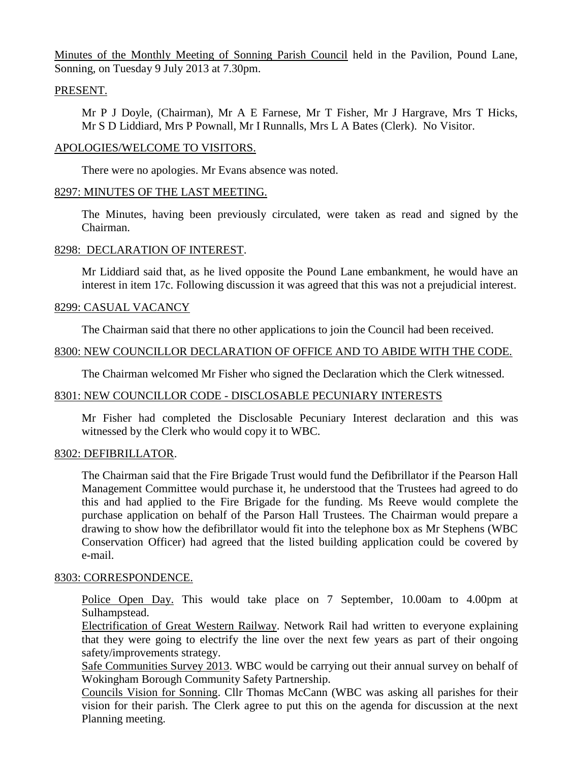Minutes of the Monthly Meeting of Sonning Parish Council held in the Pavilion, Pound Lane, Sonning, on Tuesday 9 July 2013 at 7.30pm.

## PRESENT.

Mr P J Doyle, (Chairman), Mr A E Farnese, Mr T Fisher, Mr J Hargrave, Mrs T Hicks, Mr S D Liddiard, Mrs P Pownall, Mr I Runnalls, Mrs L A Bates (Clerk). No Visitor.

## APOLOGIES/WELCOME TO VISITORS.

There were no apologies. Mr Evans absence was noted.

## 8297: MINUTES OF THE LAST MEETING.

The Minutes, having been previously circulated, were taken as read and signed by the Chairman.

## 8298: DECLARATION OF INTEREST.

Mr Liddiard said that, as he lived opposite the Pound Lane embankment, he would have an interest in item 17c. Following discussion it was agreed that this was not a prejudicial interest.

## 8299: CASUAL VACANCY

The Chairman said that there no other applications to join the Council had been received.

## 8300: NEW COUNCILLOR DECLARATION OF OFFICE AND TO ABIDE WITH THE CODE.

The Chairman welcomed Mr Fisher who signed the Declaration which the Clerk witnessed.

## 8301: NEW COUNCILLOR CODE - DISCLOSABLE PECUNIARY INTERESTS

Mr Fisher had completed the Disclosable Pecuniary Interest declaration and this was witnessed by the Clerk who would copy it to WBC.

## 8302: DEFIBRILLATOR.

The Chairman said that the Fire Brigade Trust would fund the Defibrillator if the Pearson Hall Management Committee would purchase it, he understood that the Trustees had agreed to do this and had applied to the Fire Brigade for the funding. Ms Reeve would complete the purchase application on behalf of the Parson Hall Trustees. The Chairman would prepare a drawing to show how the defibrillator would fit into the telephone box as Mr Stephens (WBC Conservation Officer) had agreed that the listed building application could be covered by e-mail.

## 8303: CORRESPONDENCE.

Police Open Day. This would take place on 7 September, 10.00am to 4.00pm at Sulhampstead.

Electrification of Great Western Railway. Network Rail had written to everyone explaining that they were going to electrify the line over the next few years as part of their ongoing safety/improvements strategy.

Safe Communities Survey 2013. WBC would be carrying out their annual survey on behalf of Wokingham Borough Community Safety Partnership.

Councils Vision for Sonning. Cllr Thomas McCann (WBC was asking all parishes for their vision for their parish. The Clerk agree to put this on the agenda for discussion at the next Planning meeting.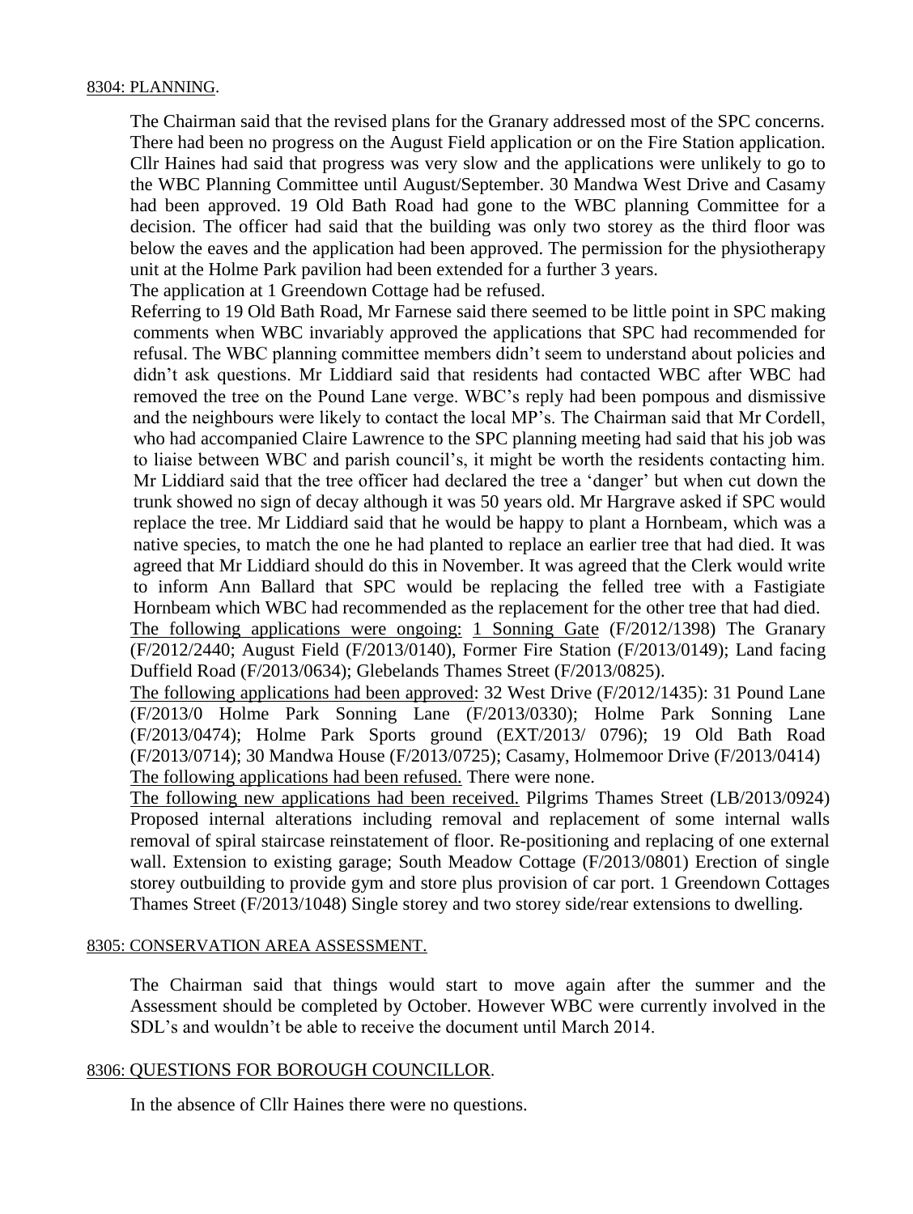8304: PLANNING.

The Chairman said that the revised plans for the Granary addressed most of the SPC concerns. There had been no progress on the August Field application or on the Fire Station application. Cllr Haines had said that progress was very slow and the applications were unlikely to go to the WBC Planning Committee until August/September. 30 Mandwa West Drive and Casamy had been approved. 19 Old Bath Road had gone to the WBC planning Committee for a decision. The officer had said that the building was only two storey as the third floor was below the eaves and the application had been approved. The permission for the physiotherapy unit at the Holme Park pavilion had been extended for a further 3 years.

The application at 1 Greendown Cottage had be refused.

Referring to 19 Old Bath Road, Mr Farnese said there seemed to be little point in SPC making comments when WBC invariably approved the applications that SPC had recommended for refusal. The WBC planning committee members didn't seem to understand about policies and didn't ask questions. Mr Liddiard said that residents had contacted WBC after WBC had removed the tree on the Pound Lane verge. WBC's reply had been pompous and dismissive and the neighbours were likely to contact the local MP's. The Chairman said that Mr Cordell, who had accompanied Claire Lawrence to the SPC planning meeting had said that his job was to liaise between WBC and parish council's, it might be worth the residents contacting him. Mr Liddiard said that the tree officer had declared the tree a 'danger' but when cut down the trunk showed no sign of decay although it was 50 years old. Mr Hargrave asked if SPC would replace the tree. Mr Liddiard said that he would be happy to plant a Hornbeam, which was a native species, to match the one he had planted to replace an earlier tree that had died. It was agreed that Mr Liddiard should do this in November. It was agreed that the Clerk would write to inform Ann Ballard that SPC would be replacing the felled tree with a Fastigiate Hornbeam which WBC had recommended as the replacement for the other tree that had died.

The following applications were ongoing: 1 Sonning Gate (F/2012/1398) The Granary (F/2012/2440; August Field (F/2013/0140), Former Fire Station (F/2013/0149); Land facing Duffield Road (F/2013/0634); Glebelands Thames Street (F/2013/0825).

The following applications had been approved: 32 West Drive (F/2012/1435): 31 Pound Lane (F/2013/0 Holme Park Sonning Lane (F/2013/0330); Holme Park Sonning Lane (F/2013/0474); Holme Park Sports ground (EXT/2013/ 0796); 19 Old Bath Road (F/2013/0714); 30 Mandwa House (F/2013/0725); Casamy, Holmemoor Drive (F/2013/0414)

The following applications had been refused. There were none.

The following new applications had been received. Pilgrims Thames Street (LB/2013/0924) Proposed internal alterations including removal and replacement of some internal walls removal of spiral staircase reinstatement of floor. Re-positioning and replacing of one external wall. Extension to existing garage; South Meadow Cottage (F/2013/0801) Erection of single storey outbuilding to provide gym and store plus provision of car port. 1 Greendown Cottages Thames Street (F/2013/1048) Single storey and two storey side/rear extensions to dwelling.

8305: CONSERVATION AREA ASSESSMENT.

The Chairman said that things would start to move again after the summer and the Assessment should be completed by October. However WBC were currently involved in the SDL's and wouldn't be able to receive the document until March 2014.

8306: QUESTIONS FOR BOROUGH COUNCILLOR.

In the absence of Cllr Haines there were no questions.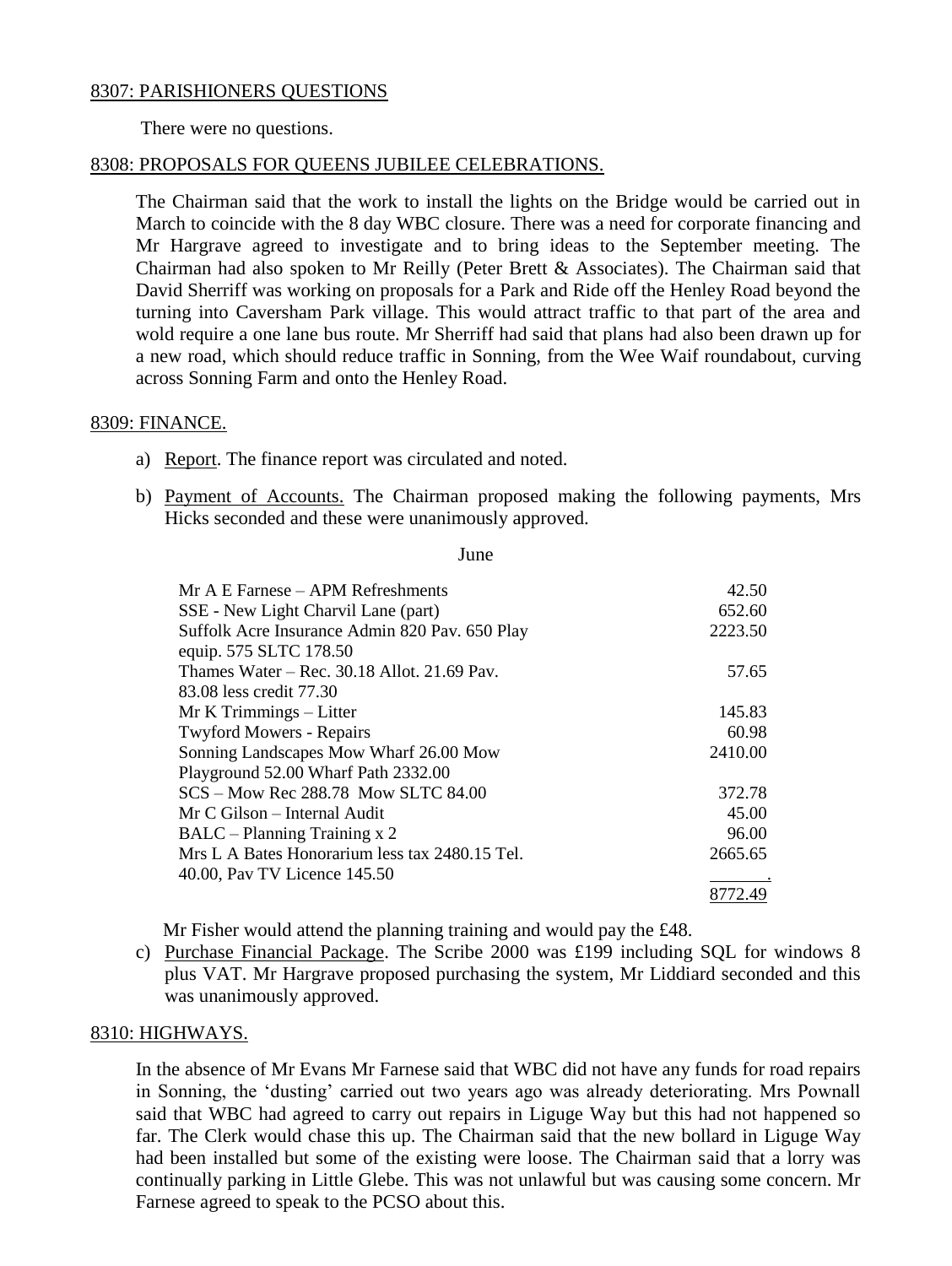8307: PARISHIONERS QUESTIONS

There were no questions.

8308: PROPOSALS FOR QUEENS JUBILEE CELEBRATIONS.

The Chairman said that the work to install the lights on the Bridge would be carried out in March to coincide with the 8 day WBC closure. There was a need for corporate financing and Mr Hargrave agreed to investigate and to bring ideas to the September meeting. The Chairman had also spoken to Mr Reilly (Peter Brett & Associates). The Chairman said that David Sherriff was working on proposals for a Park and Ride off the Henley Road beyond the turning into Caversham Park village. This would attract traffic to that part of the area and wold require a one lane bus route. Mr Sherriff had said that plans had also been drawn up for a new road, which should reduce traffic in Sonning, from the Wee Waif roundabout, curving across Sonning Farm and onto the Henley Road.

8309: FINANCE.

a) Report. The finance report was circulated and noted.

b) Payment of Accounts. The Chairman proposed making the following payments, Mrs Hicks seconded and these were unanimously approved.

June

| | |
|---|---|
| Mr A E Farnese – APM Refreshments | 42.50 |
| SSE - New Light Charvil Lane (part) | 652.60 |
| Suffolk Acre Insurance Admin 820 Pav. 650 Play equip. 575 SLTC 178.50 | 2223.50 |
| Thames Water – Rec. 30.18 Allot. 21.69 Pav. 83.08 less credit 77.30 | 57.65 |
| Mr K Trimmings – Litter | 145.83 |
| Twyford Mowers - Repairs | 60.98 |
| Sonning Landscapes Mow Wharf 26.00 Mow Playground 52.00 Wharf Path 2332.00 | 2410.00 |
| SCS – Mow Rec 288.78 Mow SLTC 84.00 | 372.78 |
| Mr C Gilson – Internal Audit | 45.00 |
| BALC – Planning Training x 2 | 96.00 |
| Mrs L A Bates Honorarium less tax 2480.15 Tel. 40.00, Pav TV Licence 145.50 | 2665.65 |
| | 8772.49 |

Mr Fisher would attend the planning training and would pay the £48.

c) Purchase Financial Package. The Scribe 2000 was £199 including SQL for windows 8 plus VAT. Mr Hargrave proposed purchasing the system, Mr Liddiard seconded and this was unanimously approved.

8310: HIGHWAYS.

In the absence of Mr Evans Mr Farnese said that WBC did not have any funds for road repairs in Sonning, the 'dusting' carried out two years ago was already deteriorating. Mrs Pownall said that WBC had agreed to carry out repairs in Liguge Way but this had not happened so far. The Clerk would chase this up. The Chairman said that the new bollard in Liguge Way had been installed but some of the existing were loose. The Chairman said that a lorry was continually parking in Little Glebe. This was not unlawful but was causing some concern. Mr Farnese agreed to speak to the PCSO about this.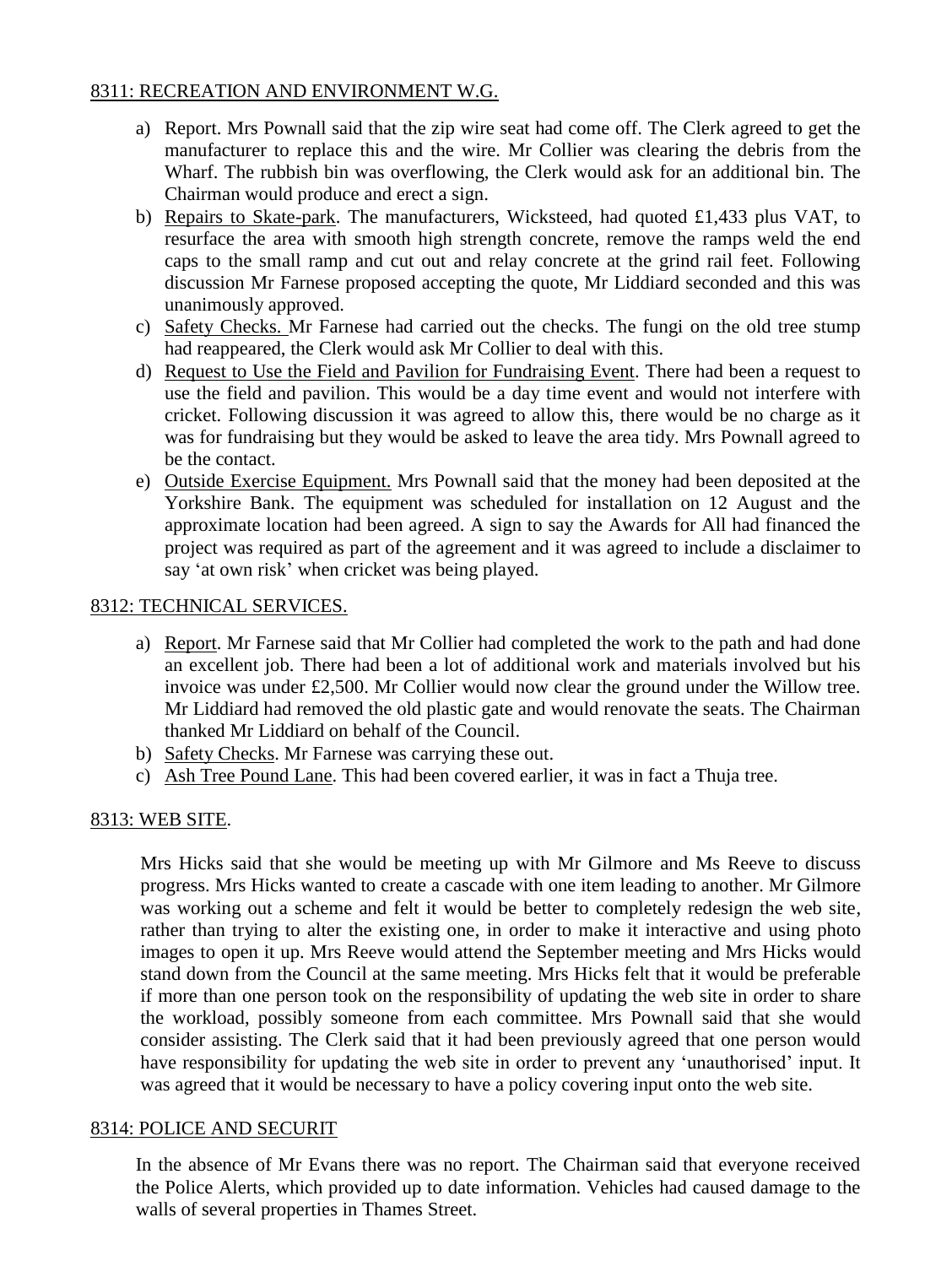## 8311: RECREATION AND ENVIRONMENT W.G.

a) Report. Mrs Pownall said that the zip wire seat had come off. The Clerk agreed to get the manufacturer to replace this and the wire. Mr Collier was clearing the debris from the Wharf. The rubbish bin was overflowing, the Clerk would ask for an additional bin. The Chairman would produce and erect a sign.
b) Repairs to Skate-park. The manufacturers, Wicksteed, had quoted £1,433 plus VAT, to resurface the area with smooth high strength concrete, remove the ramps weld the end caps to the small ramp and cut out and relay concrete at the grind rail feet. Following discussion Mr Farnese proposed accepting the quote, Mr Liddiard seconded and this was unanimously approved.
c) Safety Checks. Mr Farnese had carried out the checks. The fungi on the old tree stump had reappeared, the Clerk would ask Mr Collier to deal with this.
d) Request to Use the Field and Pavilion for Fundraising Event. There had been a request to use the field and pavilion. This would be a day time event and would not interfere with cricket. Following discussion it was agreed to allow this, there would be no charge as it was for fundraising but they would be asked to leave the area tidy. Mrs Pownall agreed to be the contact.
e) Outside Exercise Equipment. Mrs Pownall said that the money had been deposited at the Yorkshire Bank. The equipment was scheduled for installation on 12 August and the approximate location had been agreed. A sign to say the Awards for All had financed the project was required as part of the agreement and it was agreed to include a disclaimer to say 'at own risk' when cricket was being played.

## 8312: TECHNICAL SERVICES.

a) Report. Mr Farnese said that Mr Collier had completed the work to the path and had done an excellent job. There had been a lot of additional work and materials involved but his invoice was under £2,500. Mr Collier would now clear the ground under the Willow tree. Mr Liddiard had removed the old plastic gate and would renovate the seats. The Chairman thanked Mr Liddiard on behalf of the Council.
b) Safety Checks. Mr Farnese was carrying these out.
c) Ash Tree Pound Lane. This had been covered earlier, it was in fact a Thuja tree.

## 8313: WEB SITE.

Mrs Hicks said that she would be meeting up with Mr Gilmore and Ms Reeve to discuss progress. Mrs Hicks wanted to create a cascade with one item leading to another. Mr Gilmore was working out a scheme and felt it would be better to completely redesign the web site, rather than trying to alter the existing one, in order to make it interactive and using photo images to open it up. Mrs Reeve would attend the September meeting and Mrs Hicks would stand down from the Council at the same meeting. Mrs Hicks felt that it would be preferable if more than one person took on the responsibility of updating the web site in order to share the workload, possibly someone from each committee. Mrs Pownall said that she would consider assisting. The Clerk said that it had been previously agreed that one person would have responsibility for updating the web site in order to prevent any 'unauthorised' input. It was agreed that it would be necessary to have a policy covering input onto the web site.

## 8314: POLICE AND SECURIT

In the absence of Mr Evans there was no report. The Chairman said that everyone received the Police Alerts, which provided up to date information. Vehicles had caused damage to the walls of several properties in Thames Street.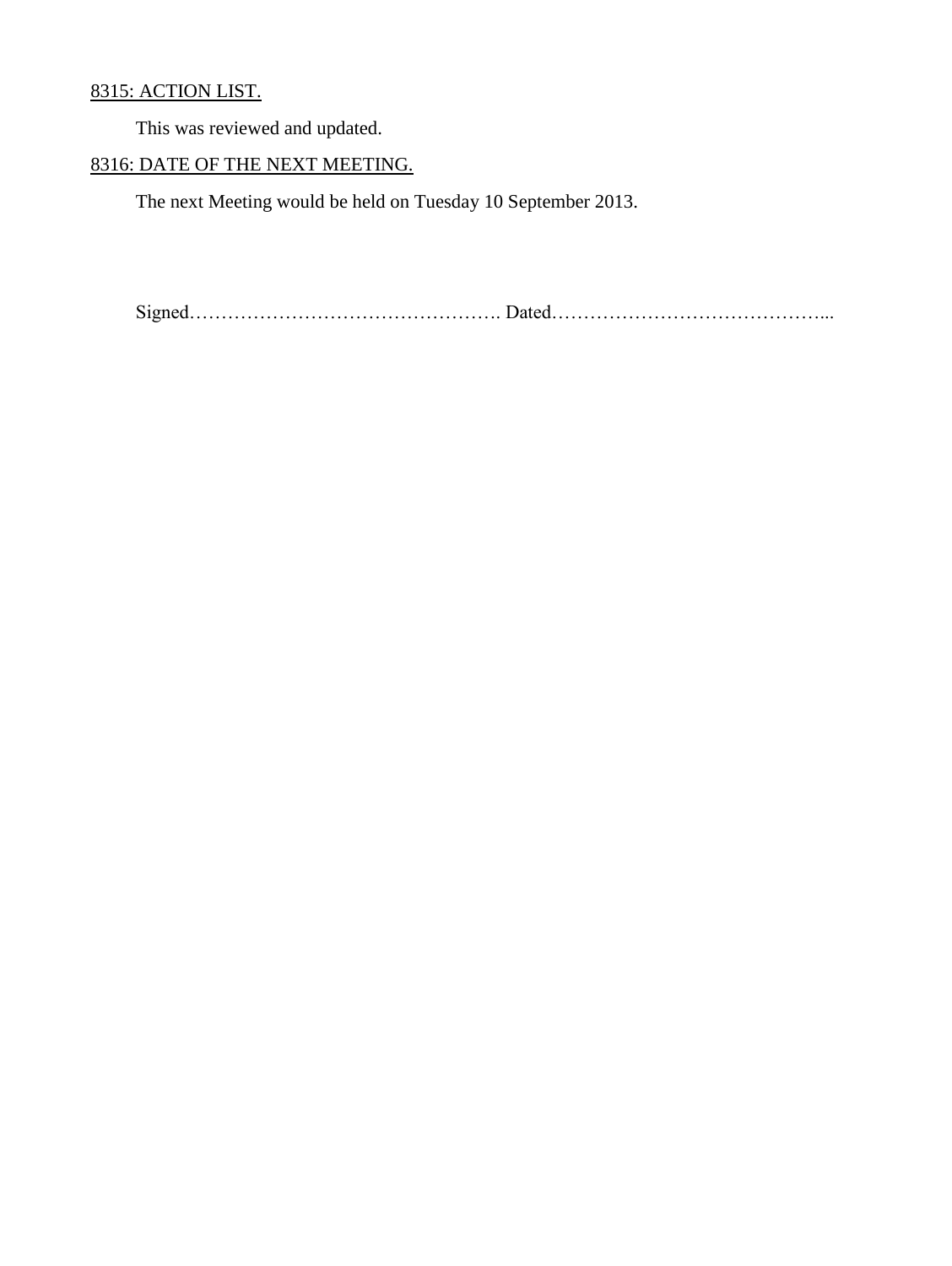8315: ACTION LIST.

This was reviewed and updated.

8316: DATE OF THE NEXT MEETING.

The next Meeting would be held on Tuesday 10 September 2013.

Signed…………………………………………. Dated……………………………………...